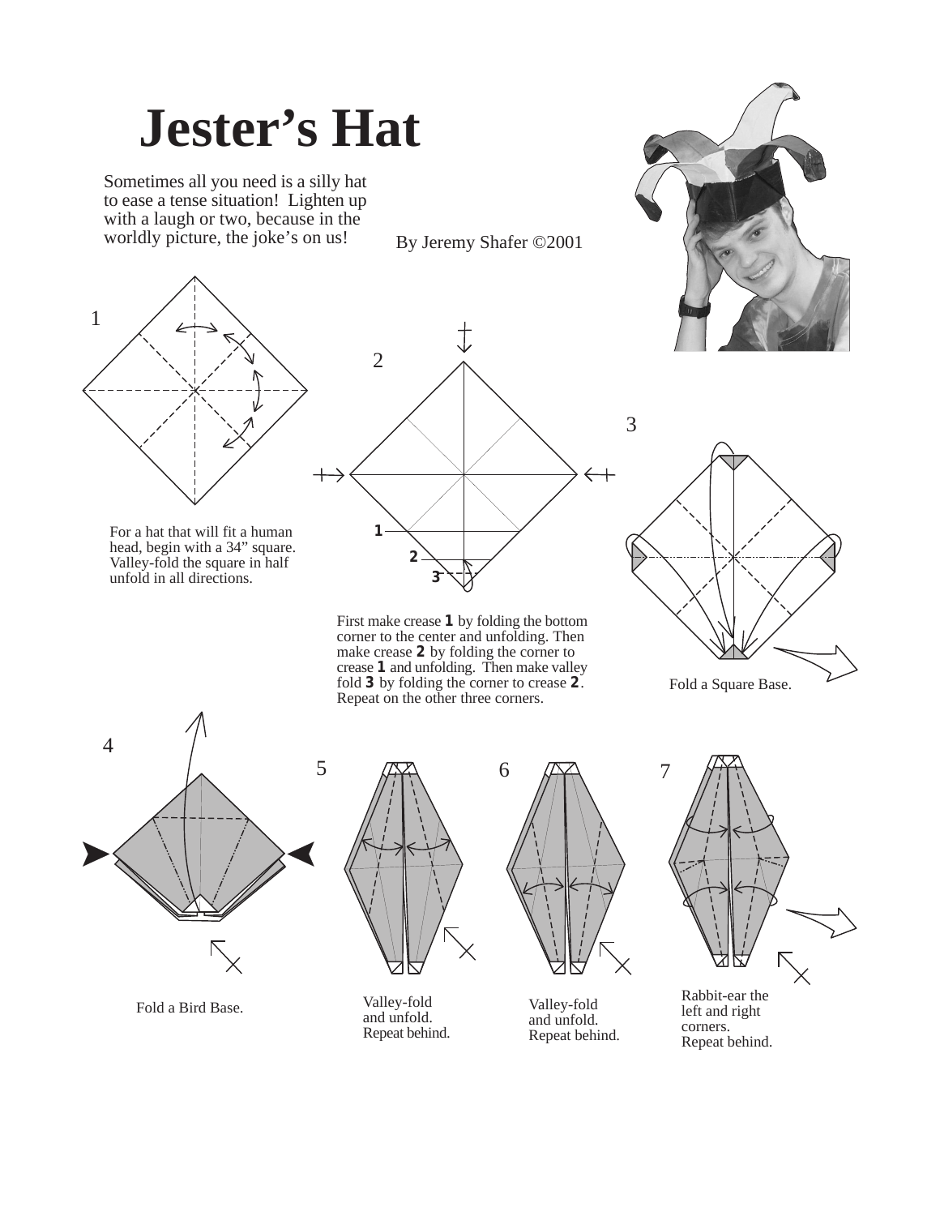# Jester's Hat

Sometimes all you need is a silly hat to ease a tense situation! Lighten up with a laugh or two, because in the worldly picture, the joke's on us!

By Jeremy Shafer ©2001

1

For a hat that will fit a human head, begin with a 34" square. Valley-fold the square in half unfold in all directions.

2

First make crease **1** by folding the bottom corner to the center and unfolding. Then make crease **2** by folding the corner to crease **1** and unfolding. Then make valley fold **3** by folding the corner to crease **2**. Repeat on the other three corners.

3

Fold a Square Base.

4

Fold a Bird Base.

5

Valley-fold and unfold. Repeat behind.

6

Valley-fold and unfold. Repeat behind.

7

Rabbit-ear the left and right corners. Repeat behind.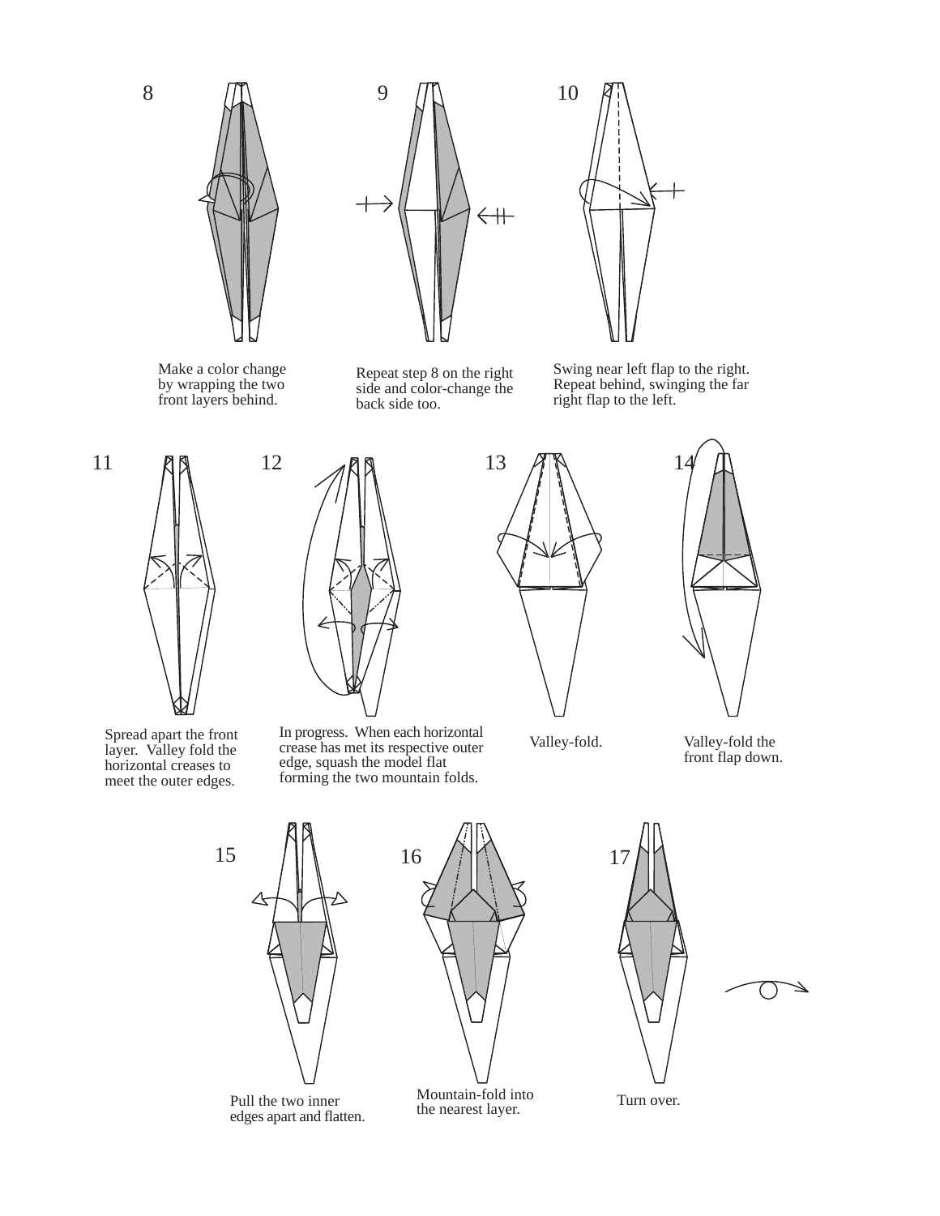8

Make a color change by wrapping the two front layers behind.

9

Repeat step 8 on the right side and color-change the back side too.

10

Swing near left flap to the right. Repeat behind, swinging the far right flap to the left.

11

Spread apart the front layer. Valley fold the horizontal creases to meet the outer edges.

12

In progress. When each horizontal crease has met its respective outer edge, squash the model flat forming the two mountain folds.

13

Valley-fold.

14

Valley-fold the front flap down.

15

Pull the two inner edges apart and flatten.

16

Mountain-fold into the nearest layer.

17

Turn over.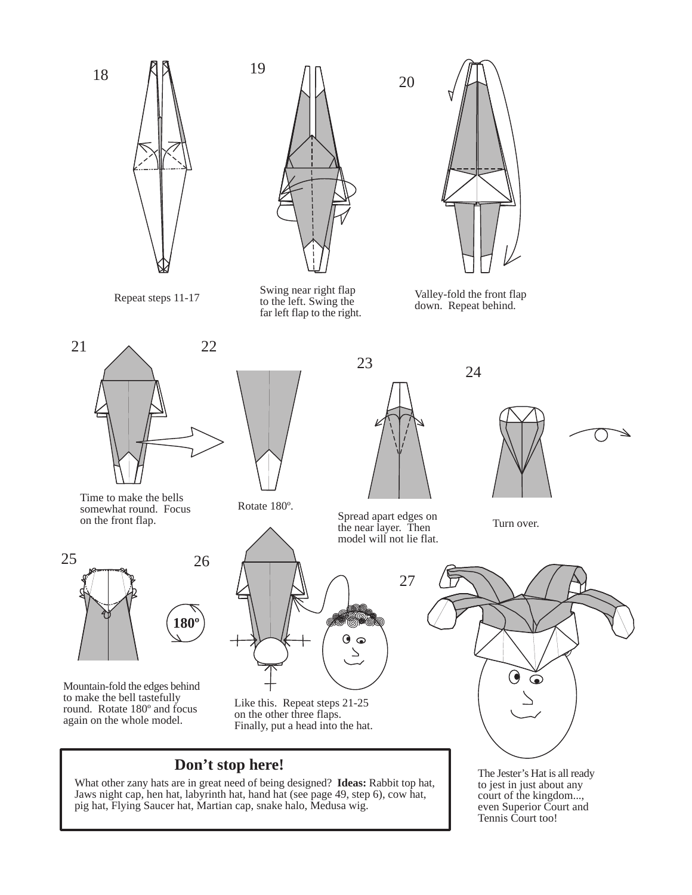18

Repeat steps 11-17

19

Swing near right flap to the left. Swing the far left flap to the right.

20

Valley-fold the front flap down. Repeat behind.

21

Time to make the bells somewhat round. Focus on the front flap.

22

Rotate 180º.

23

Spread apart edges on the near layer. Then model will not lie flat.

24

Turn over.

25

Mountain-fold the edges behind to make the bell tastefully round. Rotate 180º and focus again on the whole model.

180º

26

Like this. Repeat steps 21-25 on the other three flaps. Finally, put a head into the hat.

27

The Jester's Hat is all ready to jest in just about any court of the kingdom..., even Superior Court and Tennis Court too!

## Don't stop here!

What other zany hats are in great need of being designed? **Ideas:** Rabbit top hat, Jaws night cap, hen hat, labyrinth hat, hand hat (see page 49, step 6), cow hat, pig hat, Flying Saucer hat, Martian cap, snake halo, Medusa wig.